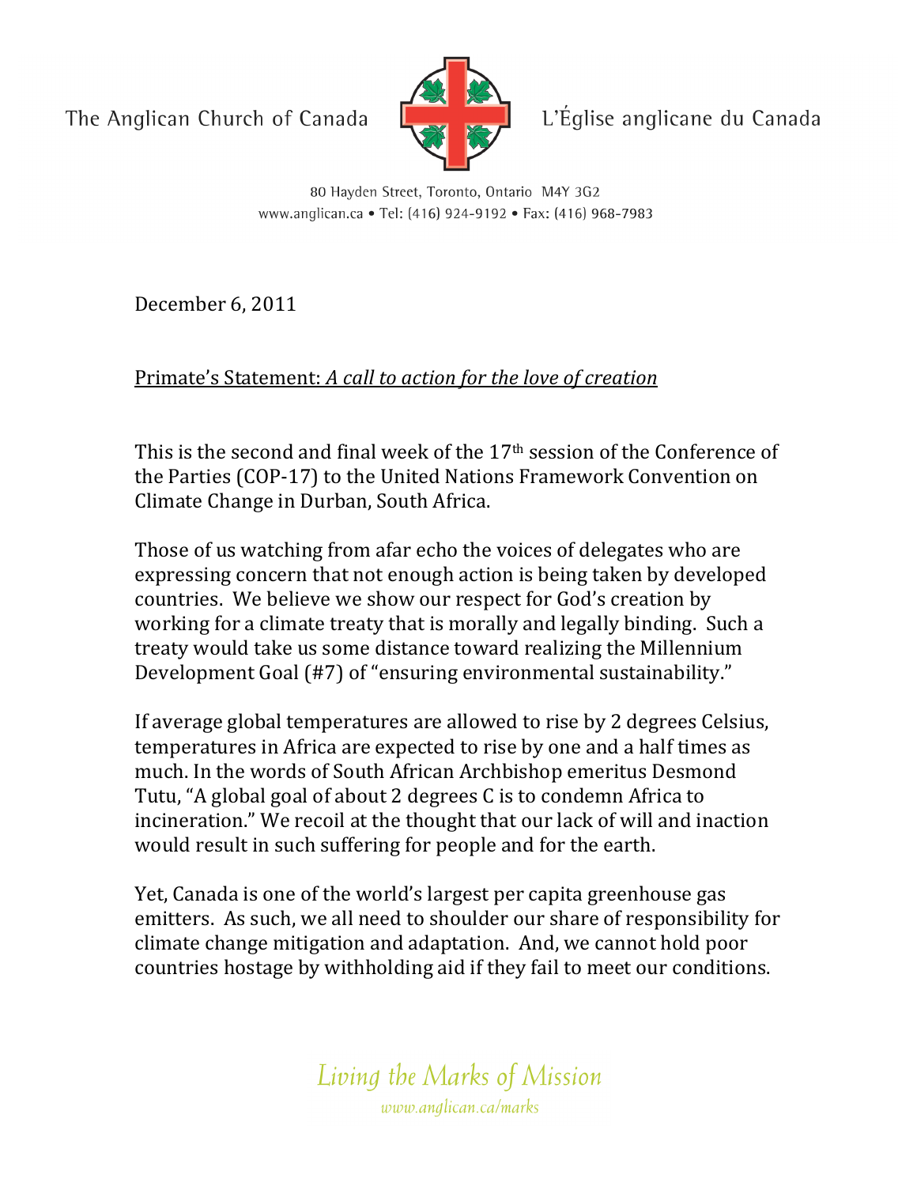The Anglican Church of Canada | L'Église anglicane du Canada

80 Hayden Street, Toronto, Ontario M4Y 3G2
www.anglican.ca • Tel: (416) 924-9192 • Fax: (416) 968-7983

December 6, 2011

Primate's Statement: *A call to action for the love of creation*

This is the second and final week of the 17th session of the Conference of the Parties (COP-17) to the United Nations Framework Convention on Climate Change in Durban, South Africa.

Those of us watching from afar echo the voices of delegates who are expressing concern that not enough action is being taken by developed countries. We believe we show our respect for God's creation by working for a climate treaty that is morally and legally binding. Such a treaty would take us some distance toward realizing the Millennium Development Goal (#7) of "ensuring environmental sustainability."

If average global temperatures are allowed to rise by 2 degrees Celsius, temperatures in Africa are expected to rise by one and a half times as much. In the words of South African Archbishop emeritus Desmond Tutu, "A global goal of about 2 degrees C is to condemn Africa to incineration." We recoil at the thought that our lack of will and inaction would result in such suffering for people and for the earth.

Yet, Canada is one of the world's largest per capita greenhouse gas emitters. As such, we all need to shoulder our share of responsibility for climate change mitigation and adaptation. And, we cannot hold poor countries hostage by withholding aid if they fail to meet our conditions.

*Living the Marks of Mission*
*www.anglican.ca/marks*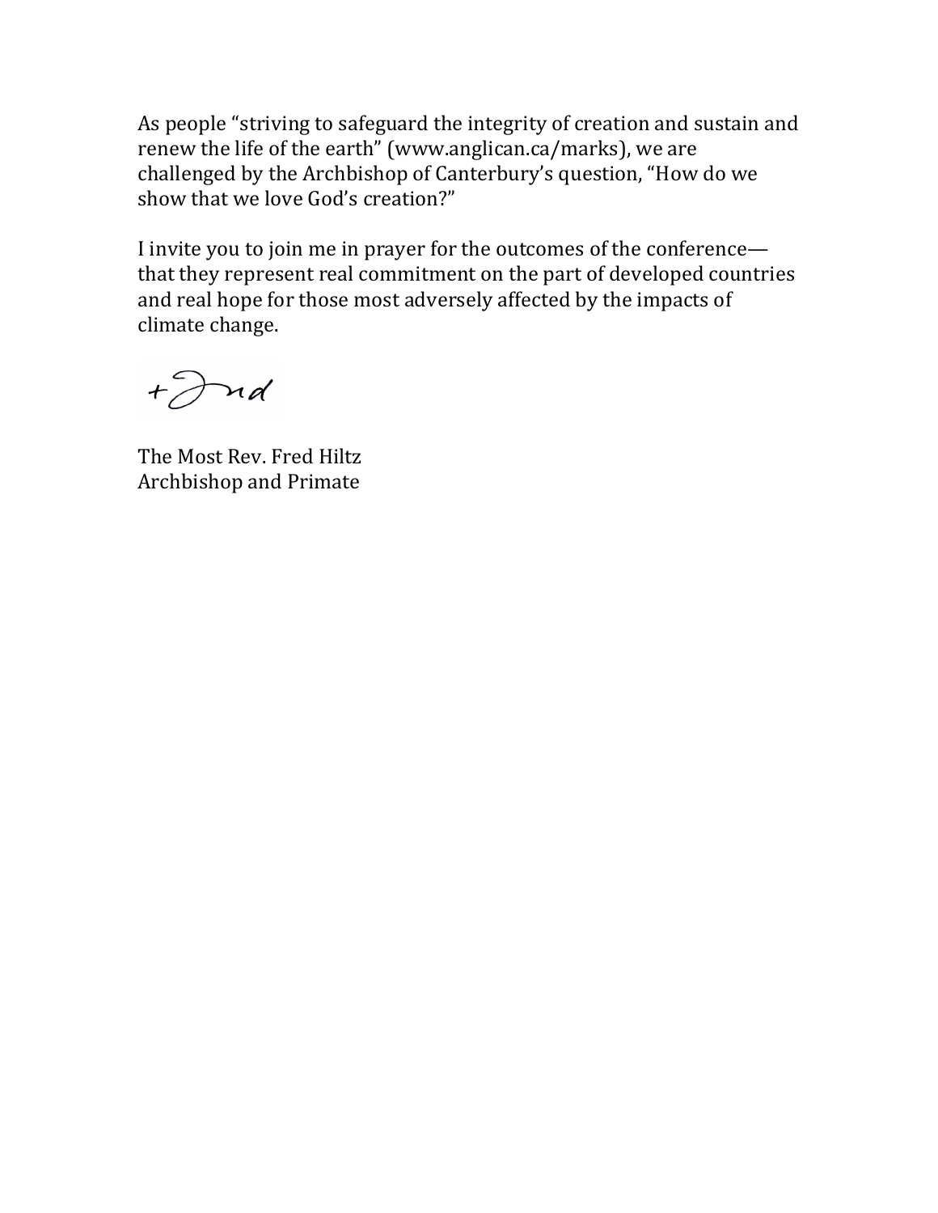As people "striving to safeguard the integrity of creation and sustain and renew the life of the earth" (www.anglican.ca/marks), we are challenged by the Archbishop of Canterbury's question, "How do we show that we love God's creation?"

I invite you to join me in prayer for the outcomes of the conference—that they represent real commitment on the part of developed countries and real hope for those most adversely affected by the impacts of climate change.

+Fred

The Most Rev. Fred Hiltz
Archbishop and Primate